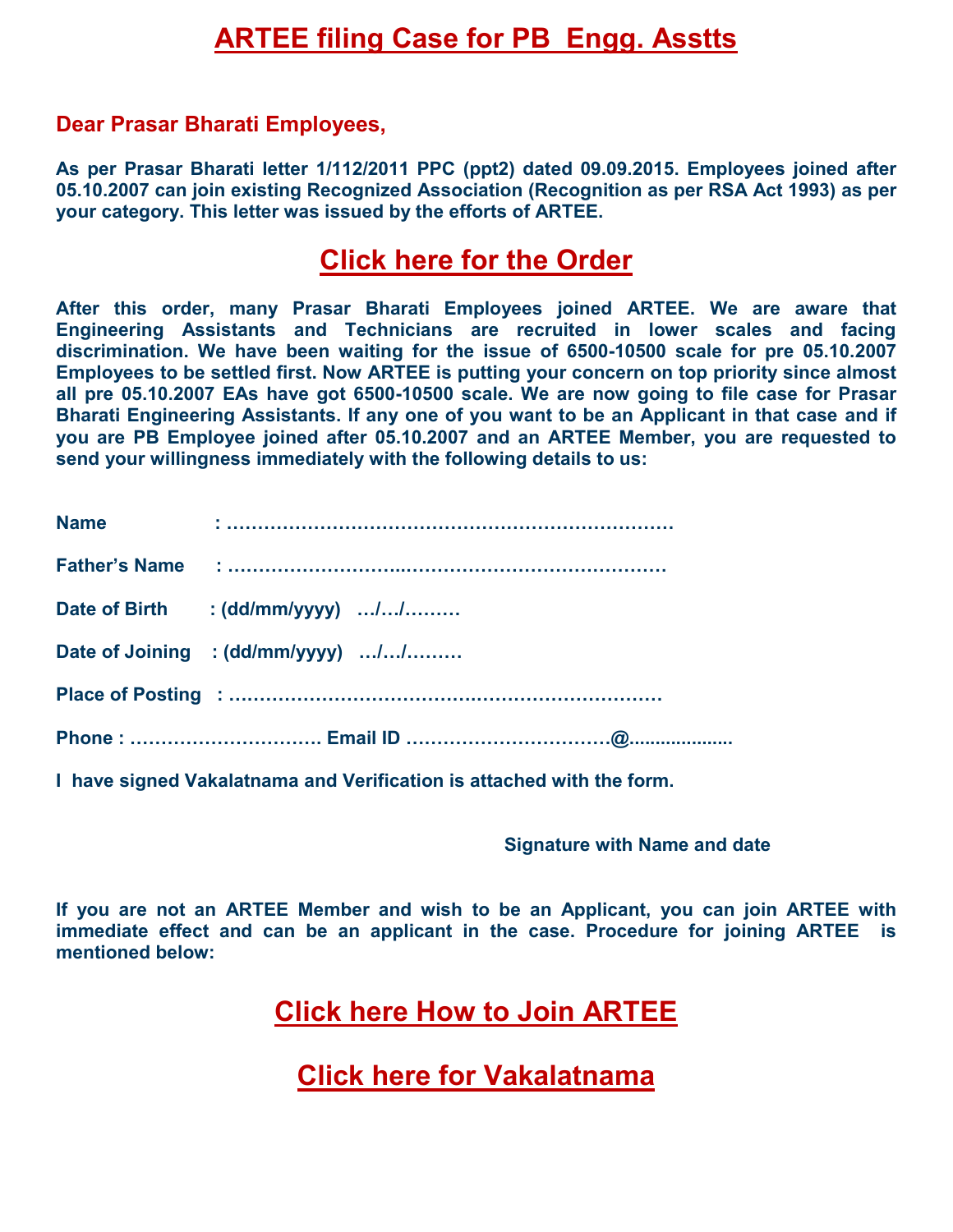# ARTEE filing Case for PB Engg. Asstts

**Dear Prasar Bharati Employees,**

**As per Prasar Bharati letter 1/112/2011 PPC (ppt2) dated 09.09.2015. Employees joined after 05.10.2007 can join existing Recognized Association (Recognition as per RSA Act 1993) as per your category. This letter was issued by the efforts of ARTEE.**

## Click here for the Order

**After this order, many Prasar Bharati Employees joined ARTEE. We are aware that Engineering Assistants and Technicians are recruited in lower scales and facing discrimination. We have been waiting for the issue of 6500-10500 scale for pre 05.10.2007 Employees to be settled first. Now ARTEE is putting your concern on top priority since almost all pre 05.10.2007 EAs have got 6500-10500 scale. We are now going to file case for Prasar Bharati Engineering Assistants. If any one of you want to be an Applicant in that case and if you are PB Employee joined after 05.10.2007 and an ARTEE Member, you are requested to send your willingness immediately with the following details to us:**

**Name :** ………………………………………………………………

**Father's Name :** ……………………..……………………………………

**Date of Birth : (dd/mm/yyyy)** …/…/………

**Date of Joining : (dd/mm/yyyy)** …/…/………

**Place of Posting :** ……………………………………………………………

**Phone :** …………………………. **Email ID** …………………………..@...................

**I have signed Vakalatnama and Verification is attached with the form.**

**Signature with Name and date**

**If you are not an ARTEE Member and wish to be an Applicant, you can join ARTEE with immediate effect and can be an applicant in the case. Procedure for joining ARTEE is mentioned below:**

## Click here How to Join ARTEE

## Click here for Vakalatnama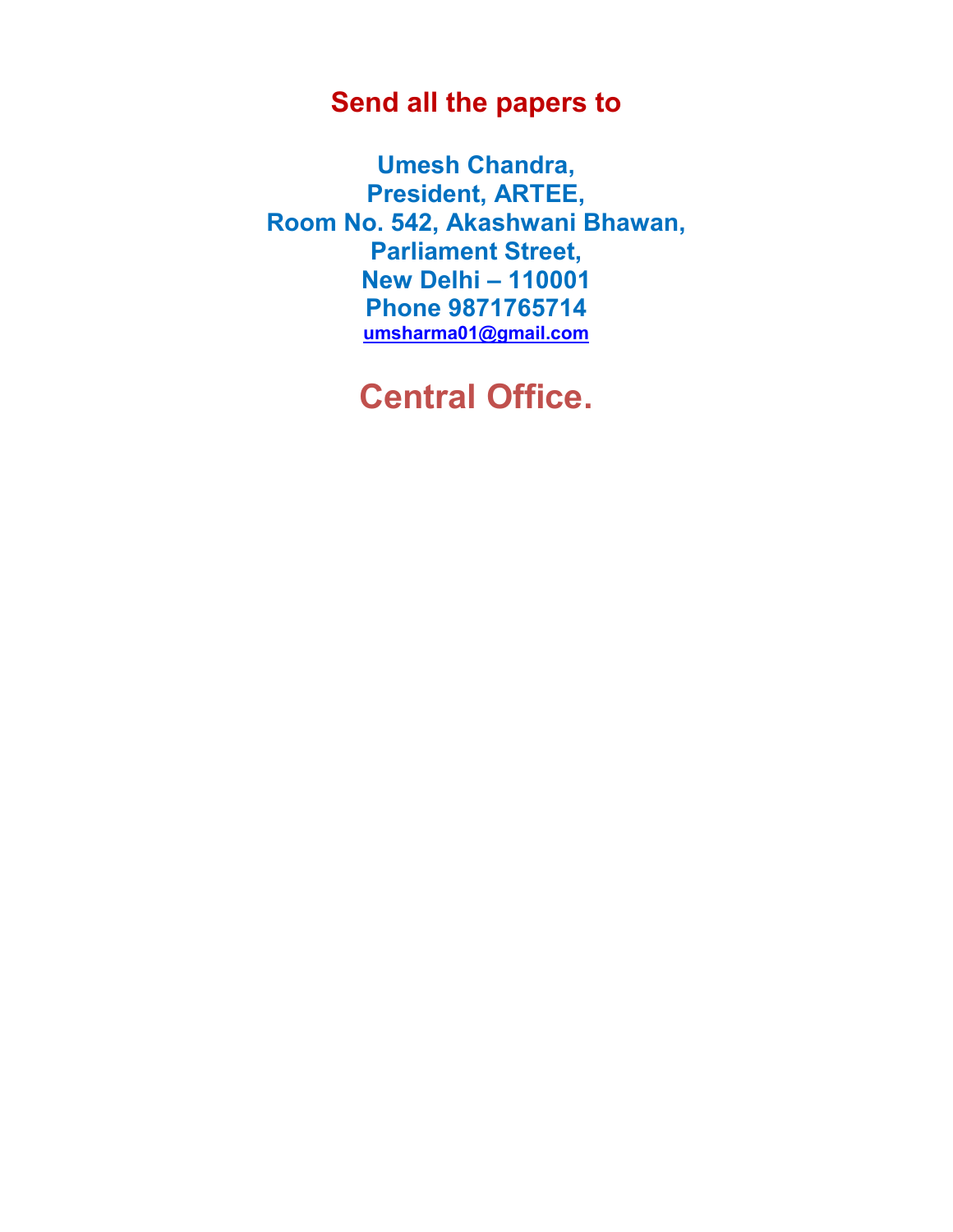## Send all the papers to

**Umesh Chandra,**
**President, ARTEE,**
**Room No. 542, Akashwani Bhawan,**
**Parliament Street,**
**New Delhi – 110001**
**Phone 9871765714**
**umsharma01@gmail.com**

# Central Office.